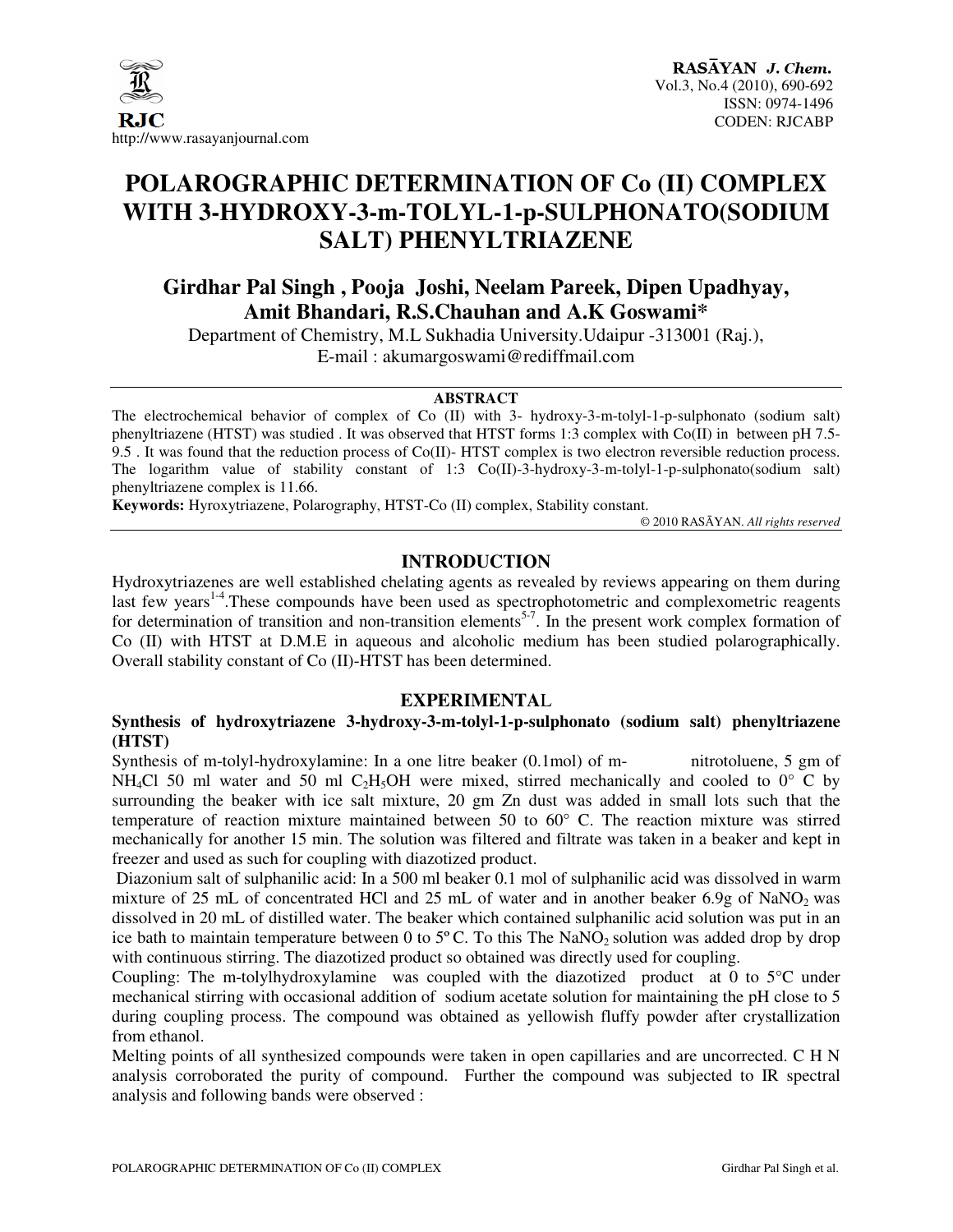# POLAROGRAPHIC DETERMINATION OF Co (II) COMPLEX WITH 3-HYDROXY-3-m-TOLYL-1-p-SULPHONATO(SODIUM SALT) PHENYLTRIAZENE

**Girdhar Pal Singh , Pooja Joshi, Neelam Pareek, Dipen Upadhyay, Amit Bhandari, R.S.Chauhan and A.K Goswami***

Department of Chemistry, M.L Sukhadia University.Udaipur -313001 (Raj.),
E-mail : akumargoswami@rediffmail.com

## ABSTRACT

The electrochemical behavior of complex of Co (II) with 3- hydroxy-3-m-tolyl-1-p-sulphonato (sodium salt) phenyltriazene (HTST) was studied . It was observed that HTST forms 1:3 complex with Co(II) in between pH 7.5-9.5 . It was found that the reduction process of Co(II)- HTST complex is two electron reversible reduction process. The logarithm value of stability constant of 1:3 Co(II)-3-hydroxy-3-m-tolyl-1-p-sulphonato(sodium salt) phenyltriazene complex is 11.66.

**Keywords:** Hyroxytriazene, Polarography, HTST-Co (II) complex, Stability constant.

© 2010 RASĀYAN. *All rights reserved*

## INTRODUCTION

Hydroxytriazenes are well established chelating agents as revealed by reviews appearing on them during last few years[1-4].These compounds have been used as spectrophotometric and complexometric reagents for determination of transition and non-transition elements[5-7]. In the present work complex formation of Co (II) with HTST at D.M.E in aqueous and alcoholic medium has been studied polarographically. Overall stability constant of Co (II)-HTST has been determined.

## EXPERIMENTAL

### Synthesis of hydroxytriazene 3-hydroxy-3-m-tolyl-1-p-sulphonato (sodium salt) phenyltriazene (HTST)

Synthesis of m-tolyl-hydroxylamine: In a one litre beaker (0.1mol) of m- nitrotoluene, 5 gm of $NH_4Cl$ 50 ml water and 50 ml $C_2H_5OH$ were mixed, stirred mechanically and cooled to 0° C by surrounding the beaker with ice salt mixture, 20 gm Zn dust was added in small lots such that the temperature of reaction mixture maintained between 50 to 60° C. The reaction mixture was stirred mechanically for another 15 min. The solution was filtered and filtrate was taken in a beaker and kept in freezer and used as such for coupling with diazotized product.

Diazonium salt of sulphanilic acid: In a 500 ml beaker 0.1 mol of sulphanilic acid was dissolved in warm mixture of 25 mL of concentrated HCl and 25 mL of water and in another beaker 6.9g of $NaNO_2$ was dissolved in 20 mL of distilled water. The beaker which contained sulphanilic acid solution was put in an ice bath to maintain temperature between 0 to 5° C. To this The $NaNO_2$ solution was added drop by drop with continuous stirring. The diazotized product so obtained was directly used for coupling.

Coupling: The m-tolylhydroxylamine was coupled with the diazotized product at 0 to 5°C under mechanical stirring with occasional addition of sodium acetate solution for maintaining the pH close to 5 during coupling process. The compound was obtained as yellowish fluffy powder after crystallization from ethanol.

Melting points of all synthesized compounds were taken in open capillaries and are uncorrected. C H N analysis corroborated the purity of compound. Further the compound was subjected to IR spectral analysis and following bands were observed :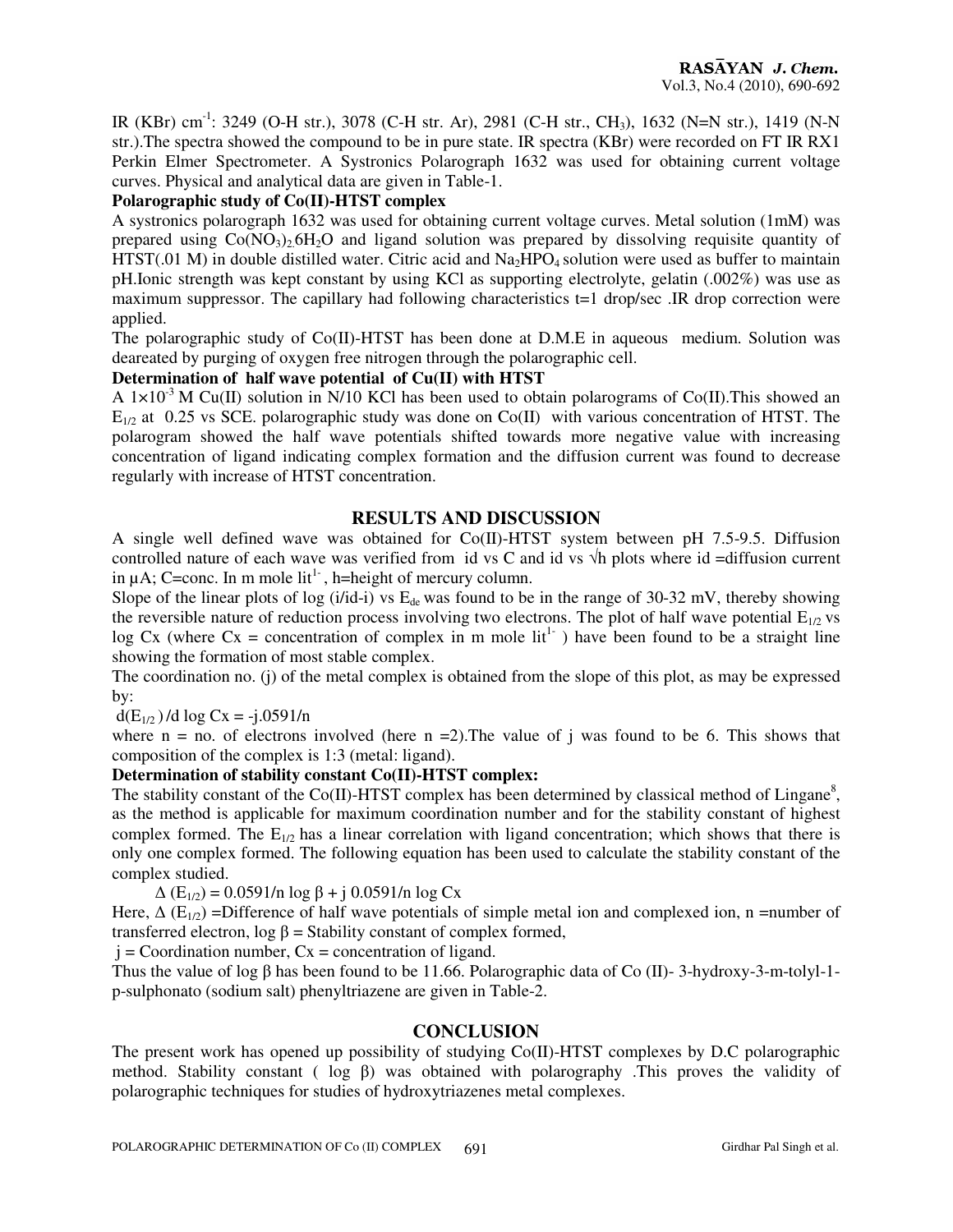IR (KBr) $cm^{-1}$: 3249 (O-H str.), 3078 (C-H str. Ar), 2981 (C-H str., $CH_3$), 1632 (N=N str.), 1419 (N-N str.).The spectra showed the compound to be in pure state. IR spectra (KBr) were recorded on FT IR RX1 Perkin Elmer Spectrometer. A Systronics Polarograph 1632 was used for obtaining current voltage curves. Physical and analytical data are given in Table-1.

**Polarographic study of Co(II)-HTST complex**

A systronics polarograph 1632 was used for obtaining current voltage curves. Metal solution (1mM) was prepared using $Co(NO_3)_2.6H_2O$ and ligand solution was prepared by dissolving requisite quantity of HTST(.01 M) in double distilled water. Citric acid and $Na_2HPO_4$ solution were used as buffer to maintain pH.Ionic strength was kept constant by using KCl as supporting electrolyte, gelatin (.002%) was use as maximum suppressor. The capillary had following characteristics t=1 drop/sec .IR drop correction were applied.

The polarographic study of Co(II)-HTST has been done at D.M.E in aqueous medium. Solution was deareated by purging of oxygen free nitrogen through the polarographic cell.

**Determination of half wave potential of Cu(II) with HTST**

A $1\times10^{-3}$ M Cu(II) solution in N/10 KCl has been used to obtain polarograms of Co(II).This showed an $E_{1/2}$ at 0.25 vs SCE. polarographic study was done on Co(II) with various concentration of HTST. The polarogram showed the half wave potentials shifted towards more negative value with increasing concentration of ligand indicating complex formation and the diffusion current was found to decrease regularly with increase of HTST concentration.

## RESULTS AND DISCUSSION

A single well defined wave was obtained for Co(II)-HTST system between pH 7.5-9.5. Diffusion controlled nature of each wave was verified from id vs C and id vs $\sqrt{h}$ plots where id =diffusion current in μA; C=conc. In m mole $lit^{1-}$, h=height of mercury column.

Slope of the linear plots of log (i/id-i) vs $E_{de}$ was found to be in the range of 30-32 mV, thereby showing the reversible nature of reduction process involving two electrons. The plot of half wave potential $E_{1/2}$ vs log Cx (where Cx = concentration of complex in m mole $lit^{1-}$ ) have been found to be a straight line showing the formation of most stable complex.

The coordination no. (j) of the metal complex is obtained from the slope of this plot, as may be expressed by:

$$d(E_{1/2})/d \log Cx = -j.0591/n$$

where n = no. of electrons involved (here n =2).The value of j was found to be 6. This shows that composition of the complex is 1:3 (metal: ligand).

**Determination of stability constant Co(II)-HTST complex:**

The stability constant of the Co(II)-HTST complex has been determined by classical method of Lingane[8], as the method is applicable for maximum coordination number and for the stability constant of highest complex formed. The $E_{1/2}$ has a linear correlation with ligand concentration; which shows that there is only one complex formed. The following equation has been used to calculate the stability constant of the complex studied.

$$\Delta (E_{1/2}) = 0.0591/n \log \beta + j\ 0.0591/n \log Cx$$

Here, $\Delta (E_{1/2})$ =Difference of half wave potentials of simple metal ion and complexed ion, n =number of transferred electron, log β = Stability constant of complex formed,

j = Coordination number, Cx = concentration of ligand.

Thus the value of log β has been found to be 11.66. Polarographic data of Co (II)- 3-hydroxy-3-m-tolyl-1-p-sulphonato (sodium salt) phenyltriazene are given in Table-2.

## CONCLUSION

The present work has opened up possibility of studying Co(II)-HTST complexes by D.C polarographic method. Stability constant ( log β) was obtained with polarography .This proves the validity of polarographic techniques for studies of hydroxytriazenes metal complexes.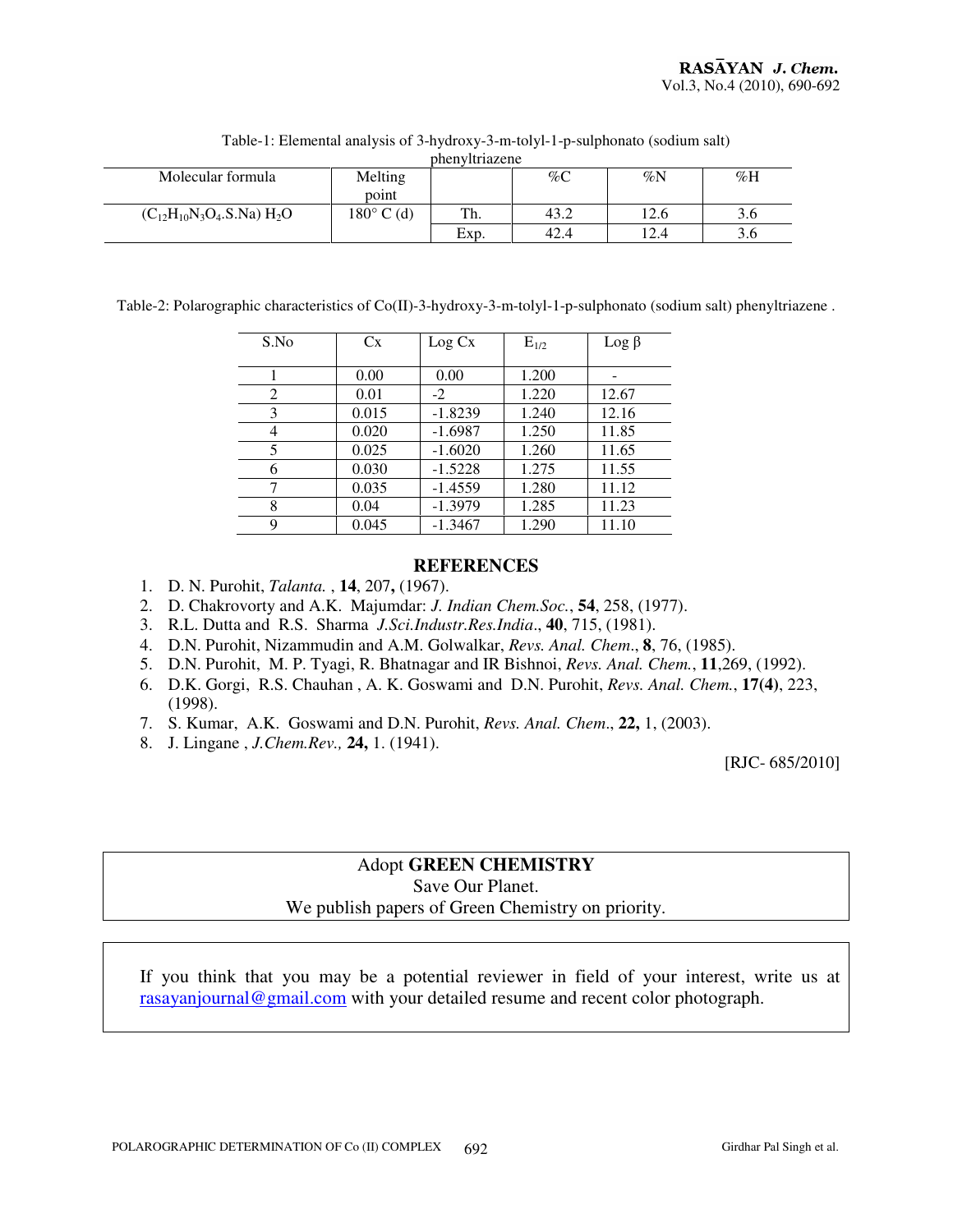Table-1: Elemental analysis of 3-hydroxy-3-m-tolyl-1-p-sulphonato (sodium salt) phenyltriazene

| Molecular formula | Melting point | | %C | %N | %H |
|---|---|---|---|---|---|
| $(C_{12}H_{10}N_3O_4.S.Na)\ H_2O$ | 180° C (d) | Th. | 43.2 | 12.6 | 3.6 |
| | | Exp. | 42.4 | 12.4 | 3.6 |

Table-2: Polarographic characteristics of Co(II)-3-hydroxy-3-m-tolyl-1-p-sulphonato (sodium salt) phenyltriazene .

| S.No | Cx | Log Cx | $E_{1/2}$ | Log β |
|---|---|---|---|---|
| 1 | 0.00 | 0.00 | 1.200 | - |
| 2 | 0.01 | -2 | 1.220 | 12.67 |
| 3 | 0.015 | -1.8239 | 1.240 | 12.16 |
| 4 | 0.020 | -1.6987 | 1.250 | 11.85 |
| 5 | 0.025 | -1.6020 | 1.260 | 11.65 |
| 6 | 0.030 | -1.5228 | 1.275 | 11.55 |
| 7 | 0.035 | -1.4559 | 1.280 | 11.12 |
| 8 | 0.04 | -1.3979 | 1.285 | 11.23 |
| 9 | 0.045 | -1.3467 | 1.290 | 11.10 |

## REFERENCES

1. D. N. Purohit, *Talanta.* , **14**, 207**,** (1967).
2. D. Chakrovorty and A.K. Majumdar: *J. Indian Chem.Soc.*, **54**, 258, (1977).
3. R.L. Dutta and R.S. Sharma *J.Sci.Industr.Res.India*., **40**, 715, (1981).
4. D.N. Purohit, Nizammudin and A.M. Golwalkar, *Revs. Anal. Chem*., **8**, 76, (1985).
5. D.N. Purohit, M. P. Tyagi, R. Bhatnagar and IR Bishnoi, *Revs. Anal. Chem.*, **11**,269, (1992).
6. D.K. Gorgi, R.S. Chauhan , A. K. Goswami and D.N. Purohit, *Revs. Anal. Chem.*, **17(4)**, 223, (1998).
7. S. Kumar, A.K. Goswami and D.N. Purohit, *Revs. Anal. Chem*., **22,** 1, (2003).
8. J. Lingane , *J.Chem.Rev.,* **24,** 1. (1941).

[RJC- 685/2010]

Adopt **GREEN CHEMISTRY**
Save Our Planet.
We publish papers of Green Chemistry on priority.

If you think that you may be a potential reviewer in field of your interest, write us at rasayanjournal@gmail.com with your detailed resume and recent color photograph.